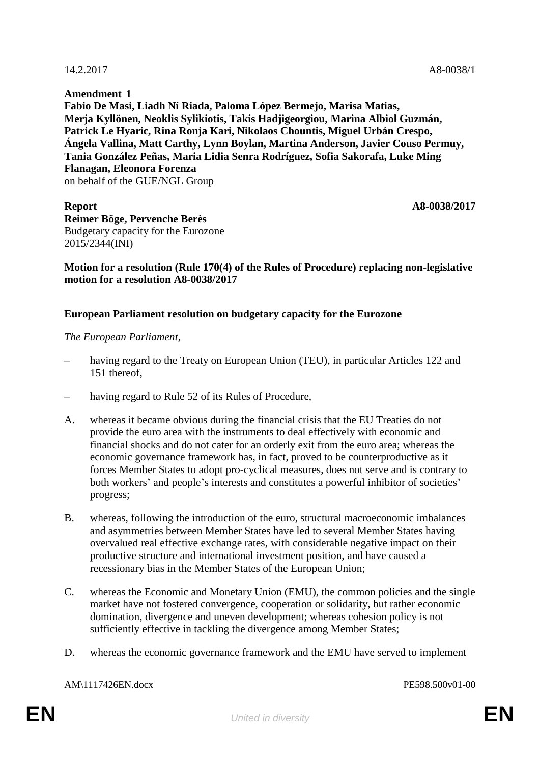14.2.2017 A8-0038/1

**Amendment 1**
**Fabio De Masi, Liadh Ní Riada, Paloma López Bermejo, Marisa Matias, Merja Kyllönen, Neoklis Sylikiotis, Takis Hadjigeorgiou, Marina Albiol Guzmán, Patrick Le Hyaric, Rina Ronja Kari, Nikolaos Chountis, Miguel Urbán Crespo, Ángela Vallina, Matt Carthy, Lynn Boylan, Martina Anderson, Javier Couso Permuy, Tania González Peñas, Maria Lidia Senra Rodríguez, Sofia Sakorafa, Luke Ming Flanagan, Eleonora Forenza**
on behalf of the GUE/NGL Group

**Report** **A8-0038/2017**
**Reimer Böge, Pervenche Berès**
Budgetary capacity for the Eurozone
2015/2344(INI)

**Motion for a resolution (Rule 170(4) of the Rules of Procedure) replacing non-legislative motion for a resolution A8-0038/2017**

**European Parliament resolution on budgetary capacity for the Eurozone**

*The European Parliament*,

– having regard to the Treaty on European Union (TEU), in particular Articles 122 and 151 thereof,

– having regard to Rule 52 of its Rules of Procedure,

A. whereas it became obvious during the financial crisis that the EU Treaties do not provide the euro area with the instruments to deal effectively with economic and financial shocks and do not cater for an orderly exit from the euro area; whereas the economic governance framework has, in fact, proved to be counterproductive as it forces Member States to adopt pro-cyclical measures, does not serve and is contrary to both workers' and people's interests and constitutes a powerful inhibitor of societies' progress;

B. whereas, following the introduction of the euro, structural macroeconomic imbalances and asymmetries between Member States have led to several Member States having overvalued real effective exchange rates, with considerable negative impact on their productive structure and international investment position, and have caused a recessionary bias in the Member States of the European Union;

C. whereas the Economic and Monetary Union (EMU), the common policies and the single market have not fostered convergence, cooperation or solidarity, but rather economic domination, divergence and uneven development; whereas cohesion policy is not sufficiently effective in tackling the divergence among Member States;

D. whereas the economic governance framework and the EMU have served to implement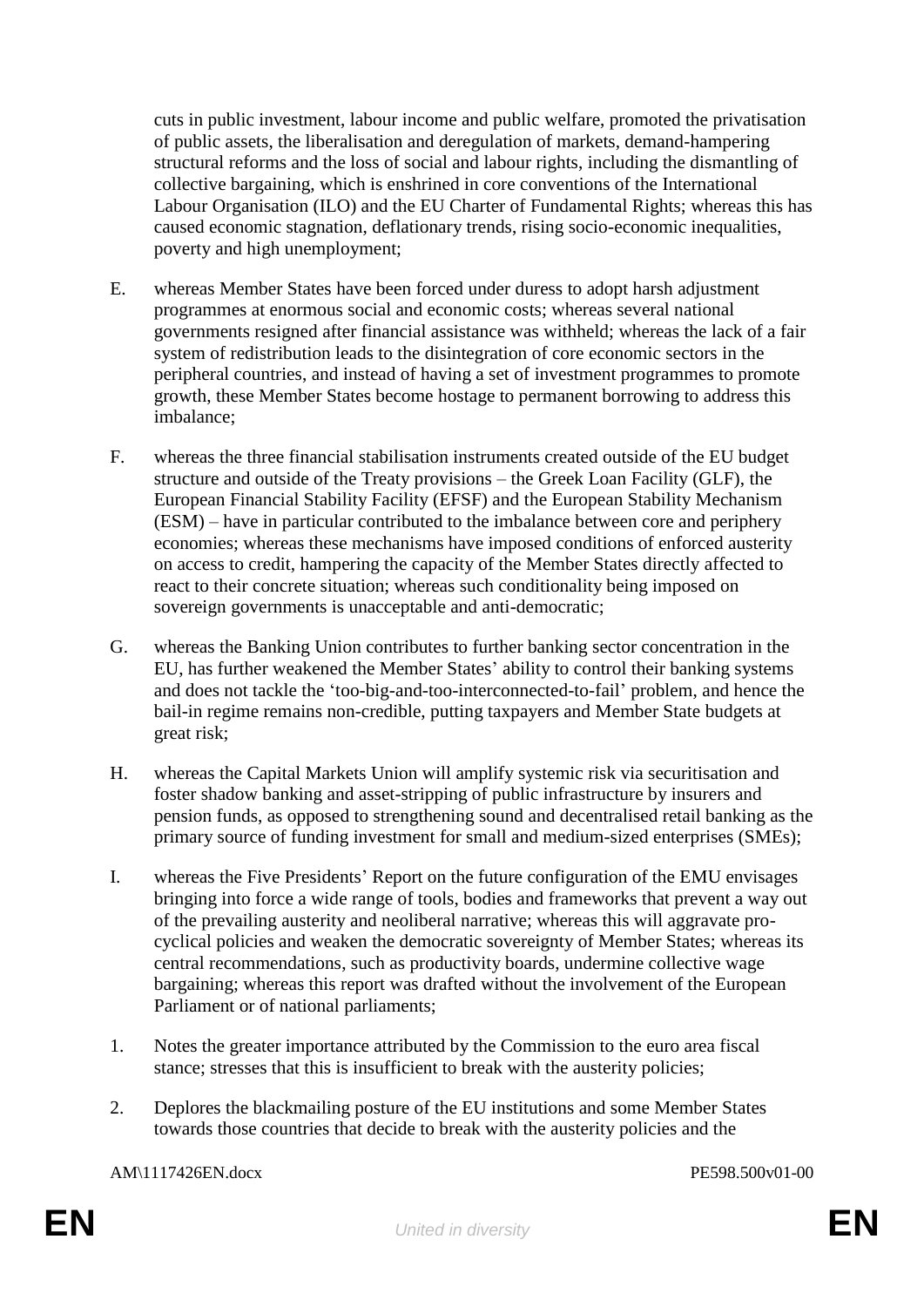cuts in public investment, labour income and public welfare, promoted the privatisation of public assets, the liberalisation and deregulation of markets, demand-hampering structural reforms and the loss of social and labour rights, including the dismantling of collective bargaining, which is enshrined in core conventions of the International Labour Organisation (ILO) and the EU Charter of Fundamental Rights; whereas this has caused economic stagnation, deflationary trends, rising socio-economic inequalities, poverty and high unemployment;

E. whereas Member States have been forced under duress to adopt harsh adjustment programmes at enormous social and economic costs; whereas several national governments resigned after financial assistance was withheld; whereas the lack of a fair system of redistribution leads to the disintegration of core economic sectors in the peripheral countries, and instead of having a set of investment programmes to promote growth, these Member States become hostage to permanent borrowing to address this imbalance;

F. whereas the three financial stabilisation instruments created outside of the EU budget structure and outside of the Treaty provisions – the Greek Loan Facility (GLF), the European Financial Stability Facility (EFSF) and the European Stability Mechanism (ESM) – have in particular contributed to the imbalance between core and periphery economies; whereas these mechanisms have imposed conditions of enforced austerity on access to credit, hampering the capacity of the Member States directly affected to react to their concrete situation; whereas such conditionality being imposed on sovereign governments is unacceptable and anti-democratic;

G. whereas the Banking Union contributes to further banking sector concentration in the EU, has further weakened the Member States' ability to control their banking systems and does not tackle the 'too-big-and-too-interconnected-to-fail' problem, and hence the bail-in regime remains non-credible, putting taxpayers and Member State budgets at great risk;

H. whereas the Capital Markets Union will amplify systemic risk via securitisation and foster shadow banking and asset-stripping of public infrastructure by insurers and pension funds, as opposed to strengthening sound and decentralised retail banking as the primary source of funding investment for small and medium-sized enterprises (SMEs);

I. whereas the Five Presidents' Report on the future configuration of the EMU envisages bringing into force a wide range of tools, bodies and frameworks that prevent a way out of the prevailing austerity and neoliberal narrative; whereas this will aggravate pro-cyclical policies and weaken the democratic sovereignty of Member States; whereas its central recommendations, such as productivity boards, undermine collective wage bargaining; whereas this report was drafted without the involvement of the European Parliament or of national parliaments;

1. Notes the greater importance attributed by the Commission to the euro area fiscal stance; stresses that this is insufficient to break with the austerity policies;

2. Deplores the blackmailing posture of the EU institutions and some Member States towards those countries that decide to break with the austerity policies and the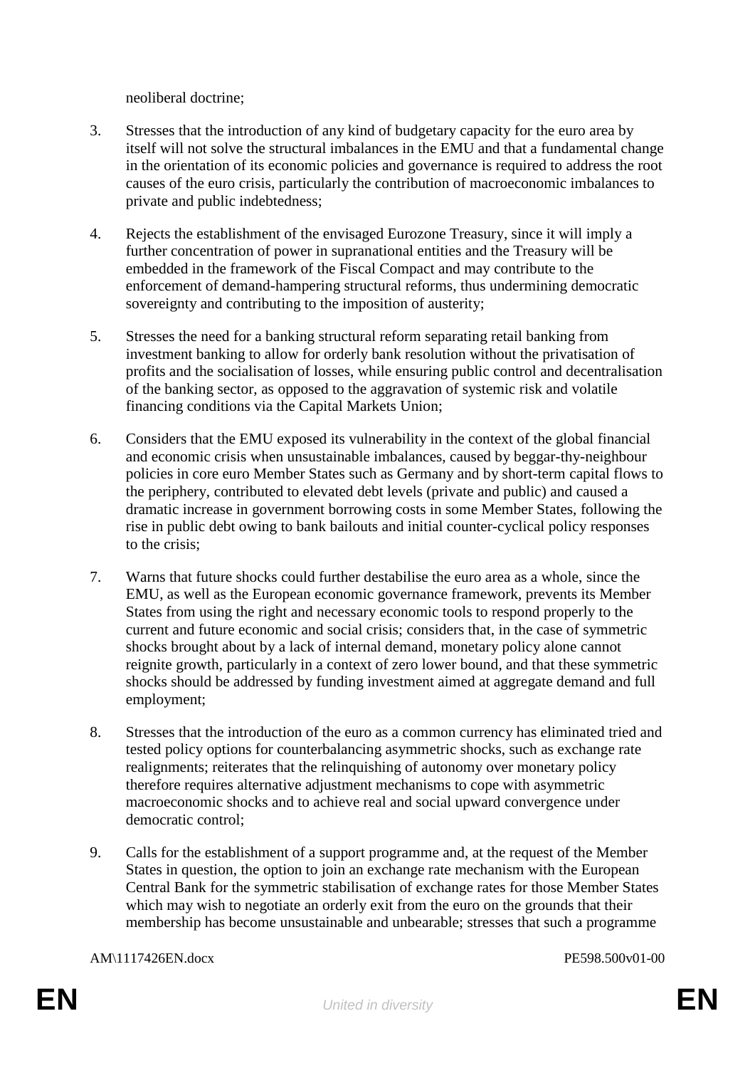neoliberal doctrine;

3. Stresses that the introduction of any kind of budgetary capacity for the euro area by itself will not solve the structural imbalances in the EMU and that a fundamental change in the orientation of its economic policies and governance is required to address the root causes of the euro crisis, particularly the contribution of macroeconomic imbalances to private and public indebtedness;

4. Rejects the establishment of the envisaged Eurozone Treasury, since it will imply a further concentration of power in supranational entities and the Treasury will be embedded in the framework of the Fiscal Compact and may contribute to the enforcement of demand-hampering structural reforms, thus undermining democratic sovereignty and contributing to the imposition of austerity;

5. Stresses the need for a banking structural reform separating retail banking from investment banking to allow for orderly bank resolution without the privatisation of profits and the socialisation of losses, while ensuring public control and decentralisation of the banking sector, as opposed to the aggravation of systemic risk and volatile financing conditions via the Capital Markets Union;

6. Considers that the EMU exposed its vulnerability in the context of the global financial and economic crisis when unsustainable imbalances, caused by beggar-thy-neighbour policies in core euro Member States such as Germany and by short-term capital flows to the periphery, contributed to elevated debt levels (private and public) and caused a dramatic increase in government borrowing costs in some Member States, following the rise in public debt owing to bank bailouts and initial counter-cyclical policy responses to the crisis;

7. Warns that future shocks could further destabilise the euro area as a whole, since the EMU, as well as the European economic governance framework, prevents its Member States from using the right and necessary economic tools to respond properly to the current and future economic and social crisis; considers that, in the case of symmetric shocks brought about by a lack of internal demand, monetary policy alone cannot reignite growth, particularly in a context of zero lower bound, and that these symmetric shocks should be addressed by funding investment aimed at aggregate demand and full employment;

8. Stresses that the introduction of the euro as a common currency has eliminated tried and tested policy options for counterbalancing asymmetric shocks, such as exchange rate realignments; reiterates that the relinquishing of autonomy over monetary policy therefore requires alternative adjustment mechanisms to cope with asymmetric macroeconomic shocks and to achieve real and social upward convergence under democratic control;

9. Calls for the establishment of a support programme and, at the request of the Member States in question, the option to join an exchange rate mechanism with the European Central Bank for the symmetric stabilisation of exchange rates for those Member States which may wish to negotiate an orderly exit from the euro on the grounds that their membership has become unsustainable and unbearable; stresses that such a programme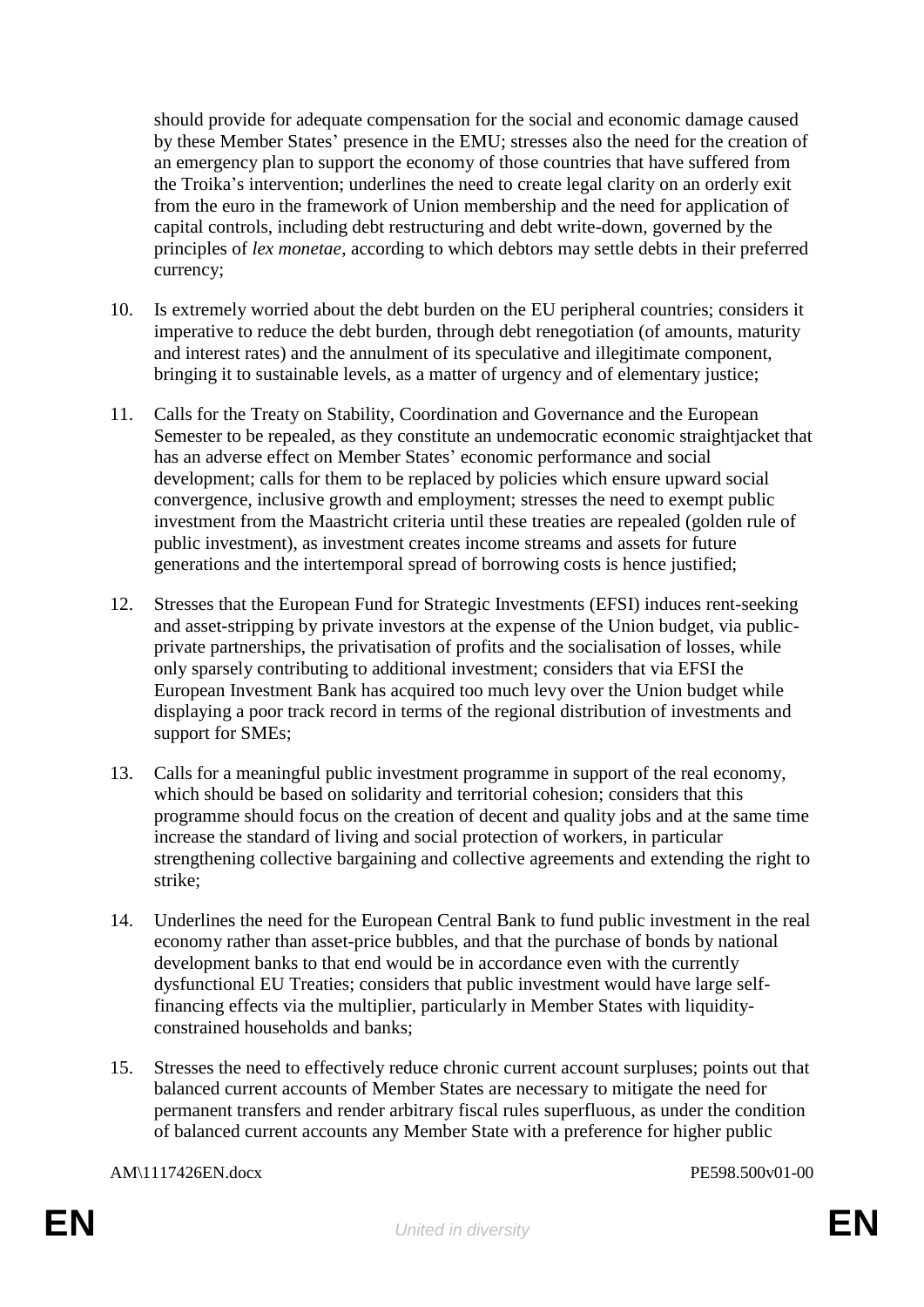should provide for adequate compensation for the social and economic damage caused by these Member States' presence in the EMU; stresses also the need for the creation of an emergency plan to support the economy of those countries that have suffered from the Troika's intervention; underlines the need to create legal clarity on an orderly exit from the euro in the framework of Union membership and the need for application of capital controls, including debt restructuring and debt write-down, governed by the principles of *lex monetae*, according to which debtors may settle debts in their preferred currency;

10. Is extremely worried about the debt burden on the EU peripheral countries; considers it imperative to reduce the debt burden, through debt renegotiation (of amounts, maturity and interest rates) and the annulment of its speculative and illegitimate component, bringing it to sustainable levels, as a matter of urgency and of elementary justice;

11. Calls for the Treaty on Stability, Coordination and Governance and the European Semester to be repealed, as they constitute an undemocratic economic straightjacket that has an adverse effect on Member States' economic performance and social development; calls for them to be replaced by policies which ensure upward social convergence, inclusive growth and employment; stresses the need to exempt public investment from the Maastricht criteria until these treaties are repealed (golden rule of public investment), as investment creates income streams and assets for future generations and the intertemporal spread of borrowing costs is hence justified;

12. Stresses that the European Fund for Strategic Investments (EFSI) induces rent-seeking and asset-stripping by private investors at the expense of the Union budget, via public-private partnerships, the privatisation of profits and the socialisation of losses, while only sparsely contributing to additional investment; considers that via EFSI the European Investment Bank has acquired too much levy over the Union budget while displaying a poor track record in terms of the regional distribution of investments and support for SMEs;

13. Calls for a meaningful public investment programme in support of the real economy, which should be based on solidarity and territorial cohesion; considers that this programme should focus on the creation of decent and quality jobs and at the same time increase the standard of living and social protection of workers, in particular strengthening collective bargaining and collective agreements and extending the right to strike;

14. Underlines the need for the European Central Bank to fund public investment in the real economy rather than asset-price bubbles, and that the purchase of bonds by national development banks to that end would be in accordance even with the currently dysfunctional EU Treaties; considers that public investment would have large self-financing effects via the multiplier, particularly in Member States with liquidity-constrained households and banks;

15. Stresses the need to effectively reduce chronic current account surpluses; points out that balanced current accounts of Member States are necessary to mitigate the need for permanent transfers and render arbitrary fiscal rules superfluous, as under the condition of balanced current accounts any Member State with a preference for higher public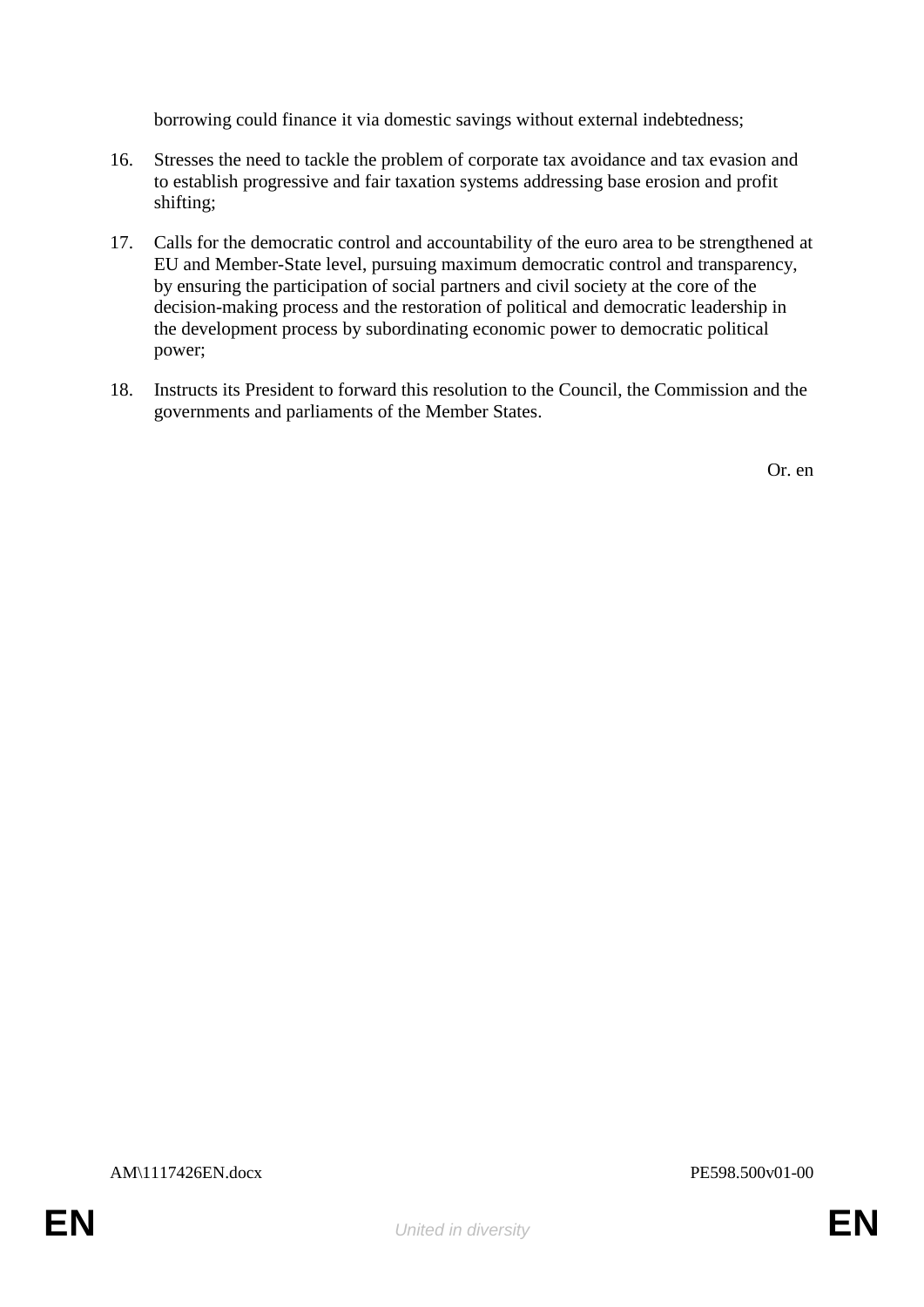borrowing could finance it via domestic savings without external indebtedness;

16. Stresses the need to tackle the problem of corporate tax avoidance and tax evasion and to establish progressive and fair taxation systems addressing base erosion and profit shifting;

17. Calls for the democratic control and accountability of the euro area to be strengthened at EU and Member-State level, pursuing maximum democratic control and transparency, by ensuring the participation of social partners and civil society at the core of the decision-making process and the restoration of political and democratic leadership in the development process by subordinating economic power to democratic political power;

18. Instructs its President to forward this resolution to the Council, the Commission and the governments and parliaments of the Member States.

Or. en